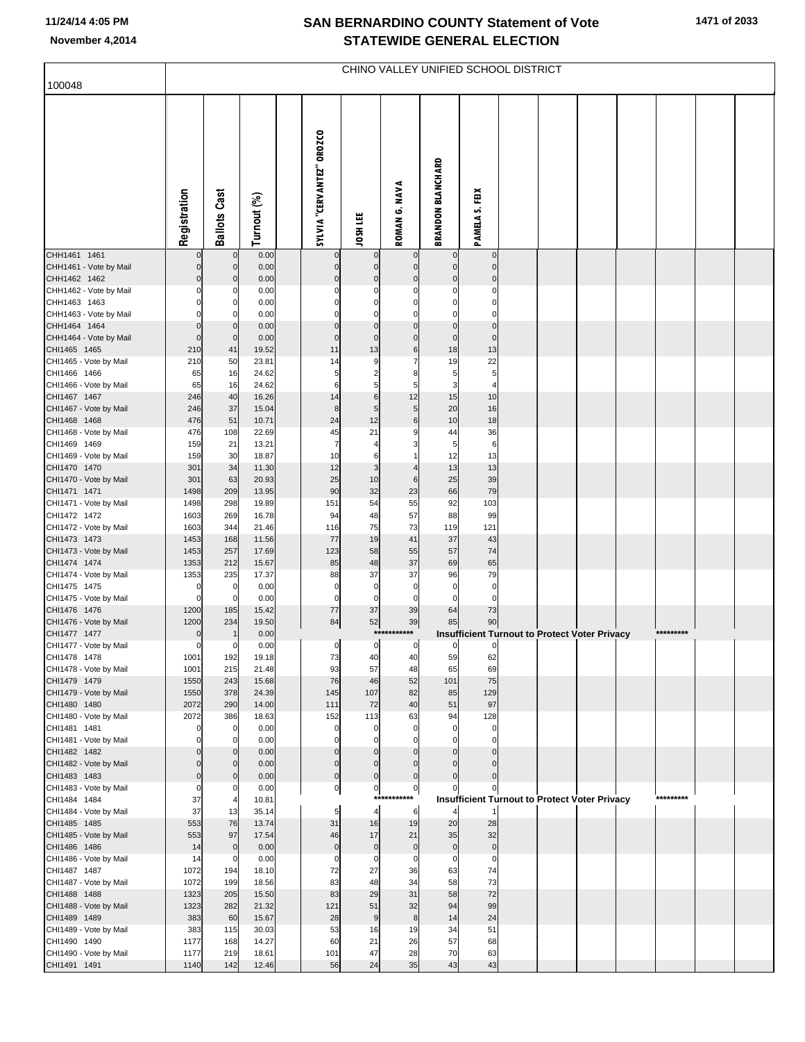# SAN BERNARDINO COUNTY Statement of Vote
## STATEWIDE GENERAL ELECTION

November 4,2014

100048

CHINO VALLEY UNIFIED SCHOOL DISTRICT

| | Registration | Ballots Cast | Turnout (%) | | SYLVIA "CERVANTEZ" OROZCO | JOSH LEE | ROMAN G. NAVA | BRANDON BLANCHARD | PAMELA S. FEIX |
|---|---|---|---|---|---|---|---|---|---|
| CHH1461 1461 | 0 | 0 | 0.00 | | 0 | 0 | 0 | 0 | 0 |
| CHH1461 - Vote by Mail | 0 | 0 | 0.00 | | 0 | 0 | 0 | 0 | 0 |
| CHH1462 1462 | 0 | 0 | 0.00 | | 0 | 0 | 0 | 0 | 0 |
| CHH1462 - Vote by Mail | 0 | 0 | 0.00 | | 0 | 0 | 0 | 0 | 0 |
| CHH1463 1463 | 0 | 0 | 0.00 | | 0 | 0 | 0 | 0 | 0 |
| CHH1463 - Vote by Mail | 0 | 0 | 0.00 | | 0 | 0 | 0 | 0 | 0 |
| CHH1464 1464 | 0 | 0 | 0.00 | | 0 | 0 | 0 | 0 | 0 |
| CHH1464 - Vote by Mail | 0 | 0 | 0.00 | | 0 | 0 | 0 | 0 | 0 |
| CHI1465 1465 | 210 | 41 | 19.52 | | 11 | 13 | 6 | 18 | 13 |
| CHI1465 - Vote by Mail | 210 | 50 | 23.81 | | 14 | 9 | 7 | 19 | 22 |
| CHI1466 1466 | 65 | 16 | 24.62 | | 5 | 2 | 8 | 5 | 5 |
| CHI1466 - Vote by Mail | 65 | 16 | 24.62 | | 6 | 5 | 5 | 3 | 4 |
| CHI1467 1467 | 246 | 40 | 16.26 | | 14 | 6 | 12 | 15 | 10 |
| CHI1467 - Vote by Mail | 246 | 37 | 15.04 | | 8 | 5 | 5 | 20 | 16 |
| CHI1468 1468 | 476 | 51 | 10.71 | | 24 | 12 | 6 | 10 | 18 |
| CHI1468 - Vote by Mail | 476 | 108 | 22.69 | | 45 | 21 | 9 | 44 | 36 |
| CHI1469 1469 | 159 | 21 | 13.21 | | 7 | 4 | 3 | 5 | 6 |
| CHI1469 - Vote by Mail | 159 | 30 | 18.87 | | 10 | 6 | 1 | 12 | 13 |
| CHI1470 1470 | 301 | 34 | 11.30 | | 12 | 3 | 4 | 13 | 13 |
| CHI1470 - Vote by Mail | 301 | 63 | 20.93 | | 25 | 10 | 6 | 25 | 39 |
| CHI1471 1471 | 1498 | 209 | 13.95 | | 90 | 32 | 23 | 66 | 79 |
| CHI1471 - Vote by Mail | 1498 | 298 | 19.89 | | 151 | 54 | 55 | 92 | 103 |
| CHI1472 1472 | 1603 | 269 | 16.78 | | 94 | 48 | 57 | 88 | 99 |
| CHI1472 - Vote by Mail | 1603 | 344 | 21.46 | | 116 | 75 | 73 | 119 | 121 |
| CHI1473 1473 | 1453 | 168 | 11.56 | | 77 | 19 | 41 | 37 | 43 |
| CHI1473 - Vote by Mail | 1453 | 257 | 17.69 | | 123 | 58 | 55 | 57 | 74 |
| CHI1474 1474 | 1353 | 212 | 15.67 | | 85 | 48 | 37 | 69 | 65 |
| CHI1474 - Vote by Mail | 1353 | 235 | 17.37 | | 88 | 37 | 37 | 96 | 79 |
| CHI1475 1475 | 0 | 0 | 0.00 | | 0 | 0 | 0 | 0 | 0 |
| CHI1475 - Vote by Mail | 0 | 0 | 0.00 | | 0 | 0 | 0 | 0 | 0 |
| CHI1476 1476 | 1200 | 185 | 15.42 | | 77 | 37 | 39 | 64 | 73 |
| CHI1476 - Vote by Mail | 1200 | 234 | 19.50 | | 84 | 52 | 39 | 85 | 90 |
| CHI1477 1477 | 0 | 1 | 0.00 | | *********** Insufficient Turnout to Protect Voter Privacy ********* | | | | |
| CHI1477 - Vote by Mail | 0 | 0 | 0.00 | | 0 | 0 | 0 | 0 | 0 |
| CHI1478 1478 | 1001 | 192 | 19.18 | | 73 | 40 | 40 | 59 | 62 |
| CHI1478 - Vote by Mail | 1001 | 215 | 21.48 | | 93 | 57 | 48 | 65 | 69 |
| CHI1479 1479 | 1550 | 243 | 15.68 | | 76 | 46 | 52 | 101 | 75 |
| CHI1479 - Vote by Mail | 1550 | 378 | 24.39 | | 145 | 107 | 82 | 85 | 129 |
| CHI1480 1480 | 2072 | 290 | 14.00 | | 111 | 72 | 40 | 51 | 97 |
| CHI1480 - Vote by Mail | 2072 | 386 | 18.63 | | 152 | 113 | 63 | 94 | 128 |
| CHI1481 1481 | 0 | 0 | 0.00 | | 0 | 0 | 0 | 0 | 0 |
| CHI1481 - Vote by Mail | 0 | 0 | 0.00 | | 0 | 0 | 0 | 0 | 0 |
| CHI1482 1482 | 0 | 0 | 0.00 | | 0 | 0 | 0 | 0 | 0 |
| CHI1482 - Vote by Mail | 0 | 0 | 0.00 | | 0 | 0 | 0 | 0 | 0 |
| CHI1483 1483 | 0 | 0 | 0.00 | | 0 | 0 | 0 | 0 | 0 |
| CHI1483 - Vote by Mail | 0 | 0 | 0.00 | | 0 | 0 | 0 | 0 | 0 |
| CHI1484 1484 | 37 | 4 | 10.81 | | *********** Insufficient Turnout to Protect Voter Privacy ********* | | | | |
| CHI1484 - Vote by Mail | 37 | 13 | 35.14 | | 5 | 4 | 6 | 4 | 1 |
| CHI1485 1485 | 553 | 76 | 13.74 | | 31 | 16 | 19 | 20 | 28 |
| CHI1485 - Vote by Mail | 553 | 97 | 17.54 | | 46 | 17 | 21 | 35 | 32 |
| CHI1486 1486 | 14 | 0 | 0.00 | | 0 | 0 | 0 | 0 | 0 |
| CHI1486 - Vote by Mail | 14 | 0 | 0.00 | | 0 | 0 | 0 | 0 | 0 |
| CHI1487 1487 | 1072 | 194 | 18.10 | | 72 | 27 | 36 | 63 | 74 |
| CHI1487 - Vote by Mail | 1072 | 199 | 18.56 | | 83 | 48 | 34 | 58 | 73 |
| CHI1488 1488 | 1323 | 205 | 15.50 | | 83 | 29 | 31 | 58 | 72 |
| CHI1488 - Vote by Mail | 1323 | 282 | 21.32 | | 121 | 51 | 32 | 94 | 99 |
| CHI1489 1489 | 383 | 60 | 15.67 | | 28 | 9 | 8 | 14 | 24 |
| CHI1489 - Vote by Mail | 383 | 115 | 30.03 | | 53 | 16 | 19 | 34 | 51 |
| CHI1490 1490 | 1177 | 168 | 14.27 | | 60 | 21 | 26 | 57 | 68 |
| CHI1490 - Vote by Mail | 1177 | 219 | 18.61 | | 101 | 47 | 28 | 70 | 63 |
| CHI1491 1491 | 1140 | 142 | 12.46 | | 56 | 24 | 35 | 43 | 43 |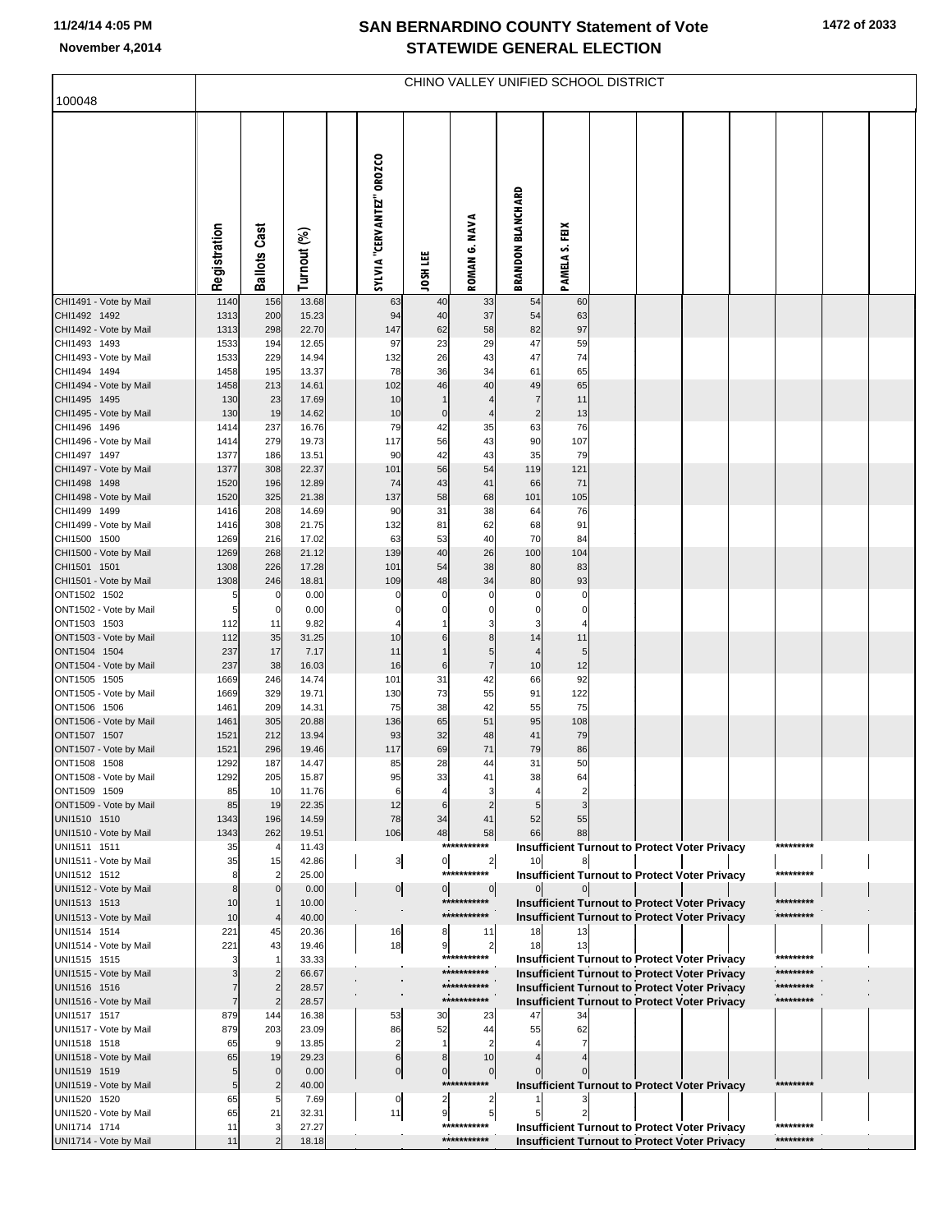# CHINO VALLEY UNIFIED SCHOOL DISTRICT

100048

| | Registration | Ballots Cast | Turnout (%) | SYLVIA "CERVANTEZ" OROZCO | JOSH LEE | ROMAN G. NAVA | BRANDON BLANCHARD | PAMELA S. FEIX |
|---|---|---|---|---|---|---|---|---|
| CHI1491 - Vote by Mail | 1140 | 156 | 13.68 | 63 | 40 | 33 | 54 | 60 |
| CHI1492 1492 | 1313 | 200 | 15.23 | 94 | 40 | 37 | 54 | 63 |
| CHI1492 - Vote by Mail | 1313 | 298 | 22.70 | 147 | 62 | 58 | 82 | 97 |
| CHI1493 1493 | 1533 | 194 | 12.65 | 97 | 23 | 29 | 47 | 59 |
| CHI1493 - Vote by Mail | 1533 | 229 | 14.94 | 132 | 26 | 43 | 47 | 74 |
| CHI1494 1494 | 1458 | 195 | 13.37 | 78 | 36 | 34 | 61 | 65 |
| CHI1494 - Vote by Mail | 1458 | 213 | 14.61 | 102 | 46 | 40 | 49 | 65 |
| CHI1495 1495 | 130 | 23 | 17.69 | 10 | 1 | 4 | 7 | 11 |
| CHI1495 - Vote by Mail | 130 | 19 | 14.62 | 10 | 0 | 4 | 2 | 13 |
| CHI1496 1496 | 1414 | 237 | 16.76 | 79 | 42 | 35 | 63 | 76 |
| CHI1496 - Vote by Mail | 1414 | 279 | 19.73 | 117 | 56 | 43 | 90 | 107 |
| CHI1497 1497 | 1377 | 186 | 13.51 | 90 | 42 | 43 | 35 | 79 |
| CHI1497 - Vote by Mail | 1377 | 308 | 22.37 | 101 | 56 | 54 | 119 | 121 |
| CHI1498 1498 | 1520 | 196 | 12.89 | 74 | 43 | 41 | 66 | 71 |
| CHI1498 - Vote by Mail | 1520 | 325 | 21.38 | 137 | 58 | 68 | 101 | 105 |
| CHI1499 1499 | 1416 | 208 | 14.69 | 90 | 31 | 38 | 64 | 76 |
| CHI1499 - Vote by Mail | 1416 | 308 | 21.75 | 132 | 81 | 62 | 68 | 91 |
| CHI1500 1500 | 1269 | 216 | 17.02 | 63 | 53 | 40 | 70 | 84 |
| CHI1500 - Vote by Mail | 1269 | 268 | 21.12 | 139 | 40 | 26 | 100 | 104 |
| CHI1501 1501 | 1308 | 226 | 17.28 | 101 | 54 | 38 | 80 | 83 |
| CHI1501 - Vote by Mail | 1308 | 246 | 18.81 | 109 | 48 | 34 | 80 | 93 |
| ONT1502 1502 | 5 | 0 | 0.00 | 0 | 0 | 0 | 0 | 0 |
| ONT1502 - Vote by Mail | 5 | 0 | 0.00 | 0 | 0 | 0 | 0 | 0 |
| ONT1503 1503 | 112 | 11 | 9.82 | 4 | 1 | 3 | 3 | 4 |
| ONT1503 - Vote by Mail | 112 | 35 | 31.25 | 10 | 6 | 8 | 14 | 11 |
| ONT1504 1504 | 237 | 17 | 7.17 | 11 | 1 | 5 | 4 | 5 |
| ONT1504 - Vote by Mail | 237 | 38 | 16.03 | 16 | 6 | 7 | 10 | 12 |
| ONT1505 1505 | 1669 | 246 | 14.74 | 101 | 31 | 42 | 66 | 92 |
| ONT1505 - Vote by Mail | 1669 | 329 | 19.71 | 130 | 73 | 55 | 91 | 122 |
| ONT1506 1506 | 1461 | 209 | 14.31 | 75 | 38 | 42 | 55 | 75 |
| ONT1506 - Vote by Mail | 1461 | 305 | 20.88 | 136 | 65 | 51 | 95 | 108 |
| ONT1507 1507 | 1521 | 212 | 13.94 | 93 | 32 | 48 | 41 | 79 |
| ONT1507 - Vote by Mail | 1521 | 296 | 19.46 | 117 | 69 | 71 | 79 | 86 |
| ONT1508 1508 | 1292 | 187 | 14.47 | 85 | 28 | 44 | 31 | 50 |
| ONT1508 - Vote by Mail | 1292 | 205 | 15.87 | 95 | 33 | 41 | 38 | 64 |
| ONT1509 1509 | 85 | 10 | 11.76 | 6 | 4 | 3 | 4 | 2 |
| ONT1509 - Vote by Mail | 85 | 19 | 22.35 | 12 | 6 | 2 | 5 | 3 |
| UNI1510 1510 | 1343 | 196 | 14.59 | 78 | 34 | 41 | 52 | 55 |
| UNI1510 - Vote by Mail | 1343 | 262 | 19.51 | 106 | 48 | 58 | 66 | 88 |
| UNI1511 1511 | 35 | 4 | 11.43 | *********** Insufficient Turnout to Protect Voter Privacy ********* | | | | |
| UNI1511 - Vote by Mail | 35 | 15 | 42.86 | 3 | 0 | 2 | 10 | 8 |
| UNI1512 1512 | 8 | 2 | 25.00 | *********** Insufficient Turnout to Protect Voter Privacy ********* | | | | |
| UNI1512 - Vote by Mail | 8 | 0 | 0.00 | 0 | 0 | 0 | 0 | 0 |
| UNI1513 1513 | 10 | 1 | 10.00 | *********** Insufficient Turnout to Protect Voter Privacy ********* | | | | |
| UNI1513 - Vote by Mail | 10 | 4 | 40.00 | *********** Insufficient Turnout to Protect Voter Privacy ********* | | | | |
| UNI1514 1514 | 221 | 45 | 20.36 | 16 | 8 | 11 | 18 | 13 |
| UNI1514 - Vote by Mail | 221 | 43 | 19.46 | 18 | 9 | 2 | 18 | 13 |
| UNI1515 1515 | 3 | 1 | 33.33 | *********** Insufficient Turnout to Protect Voter Privacy ********* | | | | |
| UNI1515 - Vote by Mail | 3 | 2 | 66.67 | *********** Insufficient Turnout to Protect Voter Privacy ********* | | | | |
| UNI1516 1516 | 7 | 2 | 28.57 | *********** Insufficient Turnout to Protect Voter Privacy ********* | | | | |
| UNI1516 - Vote by Mail | 7 | 2 | 28.57 | *********** Insufficient Turnout to Protect Voter Privacy ********* | | | | |
| UNI1517 1517 | 879 | 144 | 16.38 | 53 | 30 | 23 | 47 | 34 |
| UNI1517 - Vote by Mail | 879 | 203 | 23.09 | 86 | 52 | 44 | 55 | 62 |
| UNI1518 1518 | 65 | 9 | 13.85 | 2 | 1 | 2 | 4 | 7 |
| UNI1518 - Vote by Mail | 65 | 19 | 29.23 | 6 | 8 | 10 | 4 | 4 |
| UNI1519 1519 | 5 | 0 | 0.00 | 0 | 0 | 0 | 0 | 0 |
| UNI1519 - Vote by Mail | 5 | 2 | 40.00 | *********** Insufficient Turnout to Protect Voter Privacy ********* | | | | |
| UNI1520 1520 | 65 | 5 | 7.69 | 0 | 2 | 2 | 1 | 3 |
| UNI1520 - Vote by Mail | 65 | 21 | 32.31 | 11 | 9 | 5 | 5 | 2 |
| UNI1714 1714 | 11 | 3 | 27.27 | *********** Insufficient Turnout to Protect Voter Privacy ********* | | | | |
| UNI1714 - Vote by Mail | 11 | 2 | 18.18 | *********** Insufficient Turnout to Protect Voter Privacy ********* | | | | |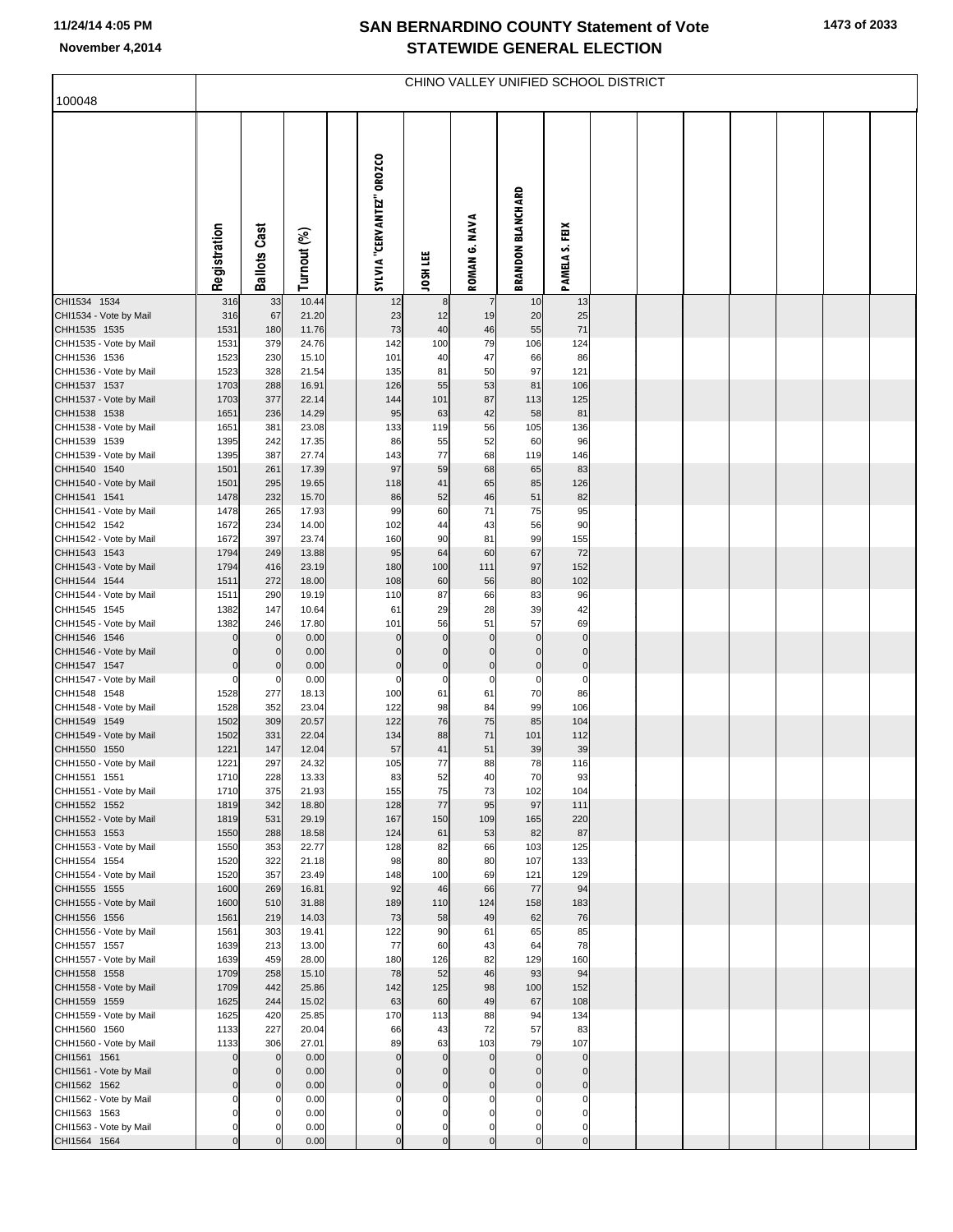# SAN BERNARDINO COUNTY Statement of Vote
# STATEWIDE GENERAL ELECTION

November 4,2014

100048

CHINO VALLEY UNIFIED SCHOOL DISTRICT

| | Registration | Ballots Cast | Turnout (%) | SYLVIA "CERVANTEZ" OROZCO | JOSH LEE | ROMAN G. NAVA | BRANDON BLANCHARD | PAMELA S. FEIX |
|---|---|---|---|---|---|---|---|---|
| CHI1534 1534 | 316 | 33 | 10.44 | 12 | 8 | 7 | 10 | 13 |
| CHI1534 - Vote by Mail | 316 | 67 | 21.20 | 23 | 12 | 19 | 20 | 25 |
| CHH1535 1535 | 1531 | 180 | 11.76 | 73 | 40 | 46 | 55 | 71 |
| CHH1535 - Vote by Mail | 1531 | 379 | 24.76 | 142 | 100 | 79 | 106 | 124 |
| CHH1536 1536 | 1523 | 230 | 15.10 | 101 | 40 | 47 | 66 | 86 |
| CHH1536 - Vote by Mail | 1523 | 328 | 21.54 | 135 | 81 | 50 | 97 | 121 |
| CHH1537 1537 | 1703 | 288 | 16.91 | 126 | 55 | 53 | 81 | 106 |
| CHH1537 - Vote by Mail | 1703 | 377 | 22.14 | 144 | 101 | 87 | 113 | 125 |
| CHH1538 1538 | 1651 | 236 | 14.29 | 95 | 63 | 42 | 58 | 81 |
| CHH1538 - Vote by Mail | 1651 | 381 | 23.08 | 133 | 119 | 56 | 105 | 136 |
| CHH1539 1539 | 1395 | 242 | 17.35 | 86 | 55 | 52 | 60 | 96 |
| CHH1539 - Vote by Mail | 1395 | 387 | 27.74 | 143 | 77 | 68 | 119 | 146 |
| CHH1540 1540 | 1501 | 261 | 17.39 | 97 | 59 | 68 | 65 | 83 |
| CHH1540 - Vote by Mail | 1501 | 295 | 19.65 | 118 | 41 | 65 | 85 | 126 |
| CHH1541 1541 | 1478 | 232 | 15.70 | 86 | 52 | 46 | 51 | 82 |
| CHH1541 - Vote by Mail | 1478 | 265 | 17.93 | 99 | 60 | 71 | 75 | 95 |
| CHH1542 1542 | 1672 | 234 | 14.00 | 102 | 44 | 43 | 56 | 90 |
| CHH1542 - Vote by Mail | 1672 | 397 | 23.74 | 160 | 90 | 81 | 99 | 155 |
| CHH1543 1543 | 1794 | 249 | 13.88 | 95 | 64 | 60 | 67 | 72 |
| CHH1543 - Vote by Mail | 1794 | 416 | 23.19 | 180 | 100 | 111 | 97 | 152 |
| CHH1544 1544 | 1511 | 272 | 18.00 | 108 | 60 | 56 | 80 | 102 |
| CHH1544 - Vote by Mail | 1511 | 290 | 19.19 | 110 | 87 | 66 | 83 | 96 |
| CHH1545 1545 | 1382 | 147 | 10.64 | 61 | 29 | 28 | 39 | 42 |
| CHH1545 - Vote by Mail | 1382 | 246 | 17.80 | 101 | 56 | 51 | 57 | 69 |
| CHH1546 1546 | 0 | 0 | 0.00 | 0 | 0 | 0 | 0 | 0 |
| CHH1546 - Vote by Mail | 0 | 0 | 0.00 | 0 | 0 | 0 | 0 | 0 |
| CHH1547 1547 | 0 | 0 | 0.00 | 0 | 0 | 0 | 0 | 0 |
| CHH1547 - Vote by Mail | 0 | 0 | 0.00 | 0 | 0 | 0 | 0 | 0 |
| CHH1548 1548 | 1528 | 277 | 18.13 | 100 | 61 | 61 | 70 | 86 |
| CHH1548 - Vote by Mail | 1528 | 352 | 23.04 | 122 | 98 | 84 | 99 | 106 |
| CHH1549 1549 | 1502 | 309 | 20.57 | 122 | 76 | 75 | 85 | 104 |
| CHH1549 - Vote by Mail | 1502 | 331 | 22.04 | 134 | 88 | 71 | 101 | 112 |
| CHH1550 1550 | 1221 | 147 | 12.04 | 57 | 41 | 51 | 39 | 39 |
| CHH1550 - Vote by Mail | 1221 | 297 | 24.32 | 105 | 77 | 88 | 78 | 116 |
| CHH1551 1551 | 1710 | 228 | 13.33 | 83 | 52 | 40 | 70 | 93 |
| CHH1551 - Vote by Mail | 1710 | 375 | 21.93 | 155 | 75 | 73 | 102 | 104 |
| CHH1552 1552 | 1819 | 342 | 18.80 | 128 | 77 | 95 | 97 | 111 |
| CHH1552 - Vote by Mail | 1819 | 531 | 29.19 | 167 | 150 | 109 | 165 | 220 |
| CHH1553 1553 | 1550 | 288 | 18.58 | 124 | 61 | 53 | 82 | 87 |
| CHH1553 - Vote by Mail | 1550 | 353 | 22.77 | 128 | 82 | 66 | 103 | 125 |
| CHH1554 1554 | 1520 | 322 | 21.18 | 98 | 80 | 80 | 107 | 133 |
| CHH1554 - Vote by Mail | 1520 | 357 | 23.49 | 148 | 100 | 69 | 121 | 129 |
| CHH1555 1555 | 1600 | 269 | 16.81 | 92 | 46 | 66 | 77 | 94 |
| CHH1555 - Vote by Mail | 1600 | 510 | 31.88 | 189 | 110 | 124 | 158 | 183 |
| CHH1556 1556 | 1561 | 219 | 14.03 | 73 | 58 | 49 | 62 | 76 |
| CHH1556 - Vote by Mail | 1561 | 303 | 19.41 | 122 | 90 | 61 | 65 | 85 |
| CHH1557 1557 | 1639 | 213 | 13.00 | 77 | 60 | 43 | 64 | 78 |
| CHH1557 - Vote by Mail | 1639 | 459 | 28.00 | 180 | 126 | 82 | 129 | 160 |
| CHH1558 1558 | 1709 | 258 | 15.10 | 78 | 52 | 46 | 93 | 94 |
| CHH1558 - Vote by Mail | 1709 | 442 | 25.86 | 142 | 125 | 98 | 100 | 152 |
| CHH1559 1559 | 1625 | 244 | 15.02 | 63 | 60 | 49 | 67 | 108 |
| CHH1559 - Vote by Mail | 1625 | 420 | 25.85 | 170 | 113 | 88 | 94 | 134 |
| CHH1560 1560 | 1133 | 227 | 20.04 | 66 | 43 | 72 | 57 | 83 |
| CHH1560 - Vote by Mail | 1133 | 306 | 27.01 | 89 | 63 | 103 | 79 | 107 |
| CHI1561 1561 | 0 | 0 | 0.00 | 0 | 0 | 0 | 0 | 0 |
| CHI1561 - Vote by Mail | 0 | 0 | 0.00 | 0 | 0 | 0 | 0 | 0 |
| CHI1562 1562 | 0 | 0 | 0.00 | 0 | 0 | 0 | 0 | 0 |
| CHI1562 - Vote by Mail | 0 | 0 | 0.00 | 0 | 0 | 0 | 0 | 0 |
| CHI1563 1563 | 0 | 0 | 0.00 | 0 | 0 | 0 | 0 | 0 |
| CHI1563 - Vote by Mail | 0 | 0 | 0.00 | 0 | 0 | 0 | 0 | 0 |
| CHI1564 1564 | 0 | 0 | 0.00 | 0 | 0 | 0 | 0 | 0 |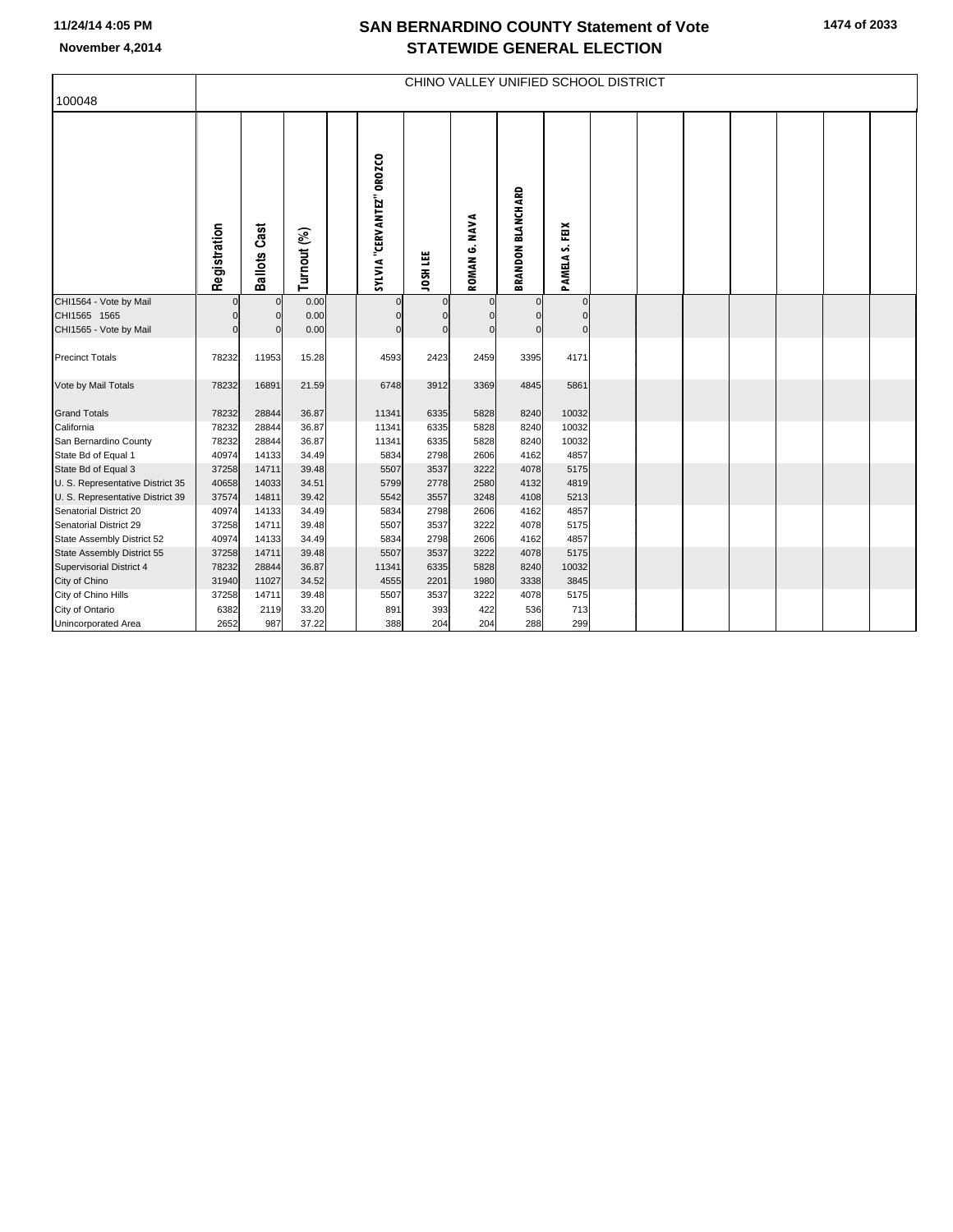# SAN BERNARDINO COUNTY Statement of Vote
## STATEWIDE GENERAL ELECTION

November 4,2014

100048 — CHINO VALLEY UNIFIED SCHOOL DISTRICT

| | Registration | Ballots Cast | Turnout (%) | | SYLVIA "CERVANTEZ" OROZCO | JOSH LEE | ROMAN G. NAVA | BRANDON BLANCHARD | PAMELA S. FEIX |
|---|---|---|---|---|---|---|---|---|---|
| CHI1564 - Vote by Mail | 0 | 0 | 0.00 | | 0 | 0 | 0 | 0 | 0 |
| CHI1565 1565 | 0 | 0 | 0.00 | | 0 | 0 | 0 | 0 | 0 |
| CHI1565 - Vote by Mail | 0 | 0 | 0.00 | | 0 | 0 | 0 | 0 | 0 |
| Precinct Totals | 78232 | 11953 | 15.28 | | 4593 | 2423 | 2459 | 3395 | 4171 |
| Vote by Mail Totals | 78232 | 16891 | 21.59 | | 6748 | 3912 | 3369 | 4845 | 5861 |
| Grand Totals | 78232 | 28844 | 36.87 | | 11341 | 6335 | 5828 | 8240 | 10032 |
| California | 78232 | 28844 | 36.87 | | 11341 | 6335 | 5828 | 8240 | 10032 |
| San Bernardino County | 78232 | 28844 | 36.87 | | 11341 | 6335 | 5828 | 8240 | 10032 |
| State Bd of Equal 1 | 40974 | 14133 | 34.49 | | 5834 | 2798 | 2606 | 4162 | 4857 |
| State Bd of Equal 3 | 37258 | 14711 | 39.48 | | 5507 | 3537 | 3222 | 4078 | 5175 |
| U. S. Representative District 35 | 40658 | 14033 | 34.51 | | 5799 | 2778 | 2580 | 4132 | 4819 |
| U. S. Representative District 39 | 37574 | 14811 | 39.42 | | 5542 | 3557 | 3248 | 4108 | 5213 |
| Senatorial District 20 | 40974 | 14133 | 34.49 | | 5834 | 2798 | 2606 | 4162 | 4857 |
| Senatorial District 29 | 37258 | 14711 | 39.48 | | 5507 | 3537 | 3222 | 4078 | 5175 |
| State Assembly District 52 | 40974 | 14133 | 34.49 | | 5834 | 2798 | 2606 | 4162 | 4857 |
| State Assembly District 55 | 37258 | 14711 | 39.48 | | 5507 | 3537 | 3222 | 4078 | 5175 |
| Supervisorial District 4 | 78232 | 28844 | 36.87 | | 11341 | 6335 | 5828 | 8240 | 10032 |
| City of Chino | 31940 | 11027 | 34.52 | | 4555 | 2201 | 1980 | 3338 | 3845 |
| City of Chino Hills | 37258 | 14711 | 39.48 | | 5507 | 3537 | 3222 | 4078 | 5175 |
| City of Ontario | 6382 | 2119 | 33.20 | | 891 | 393 | 422 | 536 | 713 |
| Unincorporated Area | 2652 | 987 | 37.22 | | 388 | 204 | 204 | 288 | 299 |